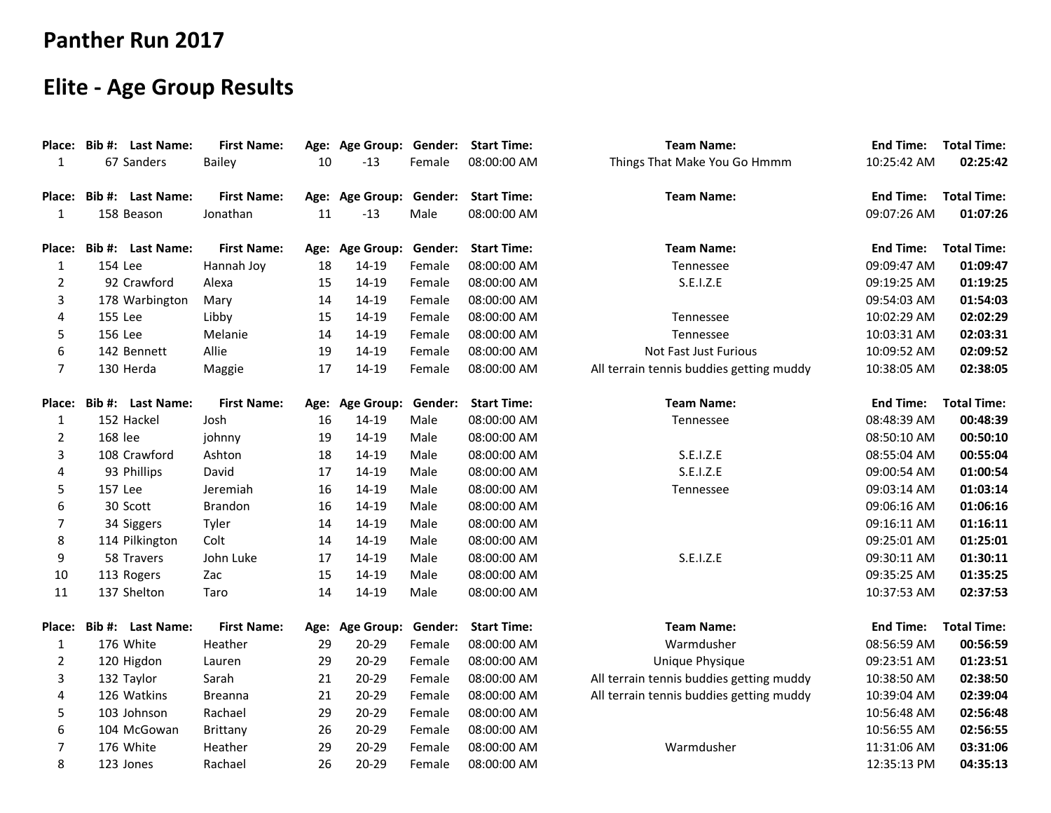# Panther Run 2017

## Elite - Age Group Results

| Place: | Bib #: | Last Name: | First Name: | Age: | Age Group: | Gender: | Start Time: | Team Name: | End Time: | Total Time: |
|---|---|---|---|---|---|---|---|---|---|---|
| 1 | 67 | Sanders | Bailey | 10 | -13 | Female | 08:00:00 AM | Things That Make You Go Hmmm | 10:25:42 AM | **02:25:42** |

| Place: | Bib #: | Last Name: | First Name: | Age: | Age Group: | Gender: | Start Time: | Team Name: | End Time: | Total Time: |
|---|---|---|---|---|---|---|---|---|---|---|
| 1 | 158 | Beason | Jonathan | 11 | -13 | Male | 08:00:00 AM | | 09:07:26 AM | **01:07:26** |

| Place: | Bib #: | Last Name: | First Name: | Age: | Age Group: | Gender: | Start Time: | Team Name: | End Time: | Total Time: |
|---|---|---|---|---|---|---|---|---|---|---|
| 1 | 154 | Lee | Hannah Joy | 18 | 14-19 | Female | 08:00:00 AM | Tennessee | 09:09:47 AM | **01:09:47** |
| 2 | 92 | Crawford | Alexa | 15 | 14-19 | Female | 08:00:00 AM | S.E.I.Z.E | 09:19:25 AM | **01:19:25** |
| 3 | 178 | Warbington | Mary | 14 | 14-19 | Female | 08:00:00 AM | | 09:54:03 AM | **01:54:03** |
| 4 | 155 | Lee | Libby | 15 | 14-19 | Female | 08:00:00 AM | Tennessee | 10:02:29 AM | **02:02:29** |
| 5 | 156 | Lee | Melanie | 14 | 14-19 | Female | 08:00:00 AM | Tennessee | 10:03:31 AM | **02:03:31** |
| 6 | 142 | Bennett | Allie | 19 | 14-19 | Female | 08:00:00 AM | Not Fast Just Furious | 10:09:52 AM | **02:09:52** |
| 7 | 130 | Herda | Maggie | 17 | 14-19 | Female | 08:00:00 AM | All terrain tennis buddies getting muddy | 10:38:05 AM | **02:38:05** |

| Place: | Bib #: | Last Name: | First Name: | Age: | Age Group: | Gender: | Start Time: | Team Name: | End Time: | Total Time: |
|---|---|---|---|---|---|---|---|---|---|---|
| 1 | 152 | Hackel | Josh | 16 | 14-19 | Male | 08:00:00 AM | Tennessee | 08:48:39 AM | **00:48:39** |
| 2 | 168 | lee | johnny | 19 | 14-19 | Male | 08:00:00 AM | | 08:50:10 AM | **00:50:10** |
| 3 | 108 | Crawford | Ashton | 18 | 14-19 | Male | 08:00:00 AM | S.E.I.Z.E | 08:55:04 AM | **00:55:04** |
| 4 | 93 | Phillips | David | 17 | 14-19 | Male | 08:00:00 AM | S.E.I.Z.E | 09:00:54 AM | **01:00:54** |
| 5 | 157 | Lee | Jeremiah | 16 | 14-19 | Male | 08:00:00 AM | Tennessee | 09:03:14 AM | **01:03:14** |
| 6 | 30 | Scott | Brandon | 16 | 14-19 | Male | 08:00:00 AM | | 09:06:16 AM | **01:06:16** |
| 7 | 34 | Siggers | Tyler | 14 | 14-19 | Male | 08:00:00 AM | | 09:16:11 AM | **01:16:11** |
| 8 | 114 | Pilkington | Colt | 14 | 14-19 | Male | 08:00:00 AM | | 09:25:01 AM | **01:25:01** |
| 9 | 58 | Travers | John Luke | 17 | 14-19 | Male | 08:00:00 AM | S.E.I.Z.E | 09:30:11 AM | **01:30:11** |
| 10 | 113 | Rogers | Zac | 15 | 14-19 | Male | 08:00:00 AM | | 09:35:25 AM | **01:35:25** |
| 11 | 137 | Shelton | Taro | 14 | 14-19 | Male | 08:00:00 AM | | 10:37:53 AM | **02:37:53** |

| Place: | Bib #: | Last Name: | First Name: | Age: | Age Group: | Gender: | Start Time: | Team Name: | End Time: | Total Time: |
|---|---|---|---|---|---|---|---|---|---|---|
| 1 | 176 | White | Heather | 29 | 20-29 | Female | 08:00:00 AM | Warmdusher | 08:56:59 AM | **00:56:59** |
| 2 | 120 | Higdon | Lauren | 29 | 20-29 | Female | 08:00:00 AM | Unique Physique | 09:23:51 AM | **01:23:51** |
| 3 | 132 | Taylor | Sarah | 21 | 20-29 | Female | 08:00:00 AM | All terrain tennis buddies getting muddy | 10:38:50 AM | **02:38:50** |
| 4 | 126 | Watkins | Breanna | 21 | 20-29 | Female | 08:00:00 AM | All terrain tennis buddies getting muddy | 10:39:04 AM | **02:39:04** |
| 5 | 103 | Johnson | Rachael | 29 | 20-29 | Female | 08:00:00 AM | | 10:56:48 AM | **02:56:48** |
| 6 | 104 | McGowan | Brittany | 26 | 20-29 | Female | 08:00:00 AM | | 10:56:55 AM | **02:56:55** |
| 7 | 176 | White | Heather | 29 | 20-29 | Female | 08:00:00 AM | Warmdusher | 11:31:06 AM | **03:31:06** |
| 8 | 123 | Jones | Rachael | 26 | 20-29 | Female | 08:00:00 AM | | 12:35:13 PM | **04:35:13** |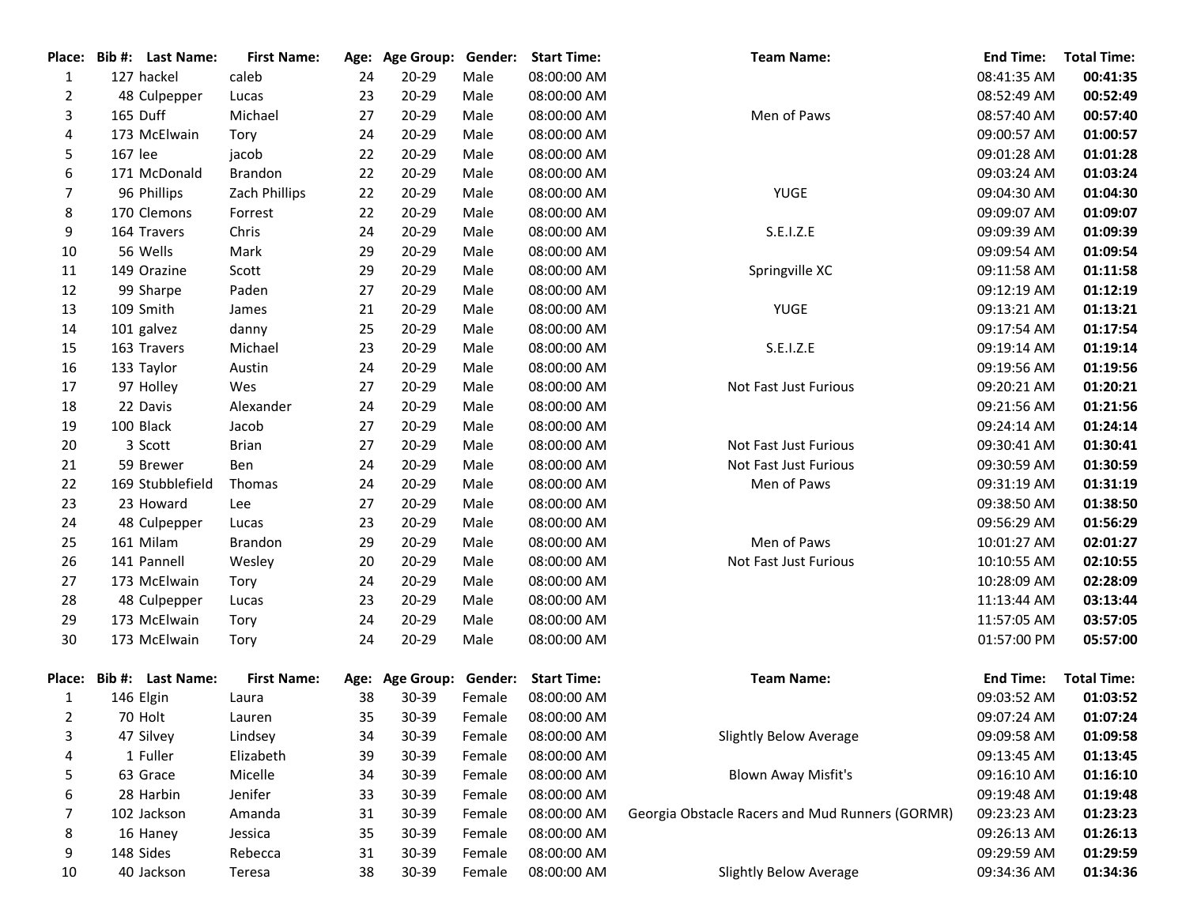| Place: | Bib #: | Last Name: | First Name: | Age: | Age Group: | Gender: | Start Time: | Team Name: | End Time: | Total Time: |
|---|---|---|---|---|---|---|---|---|---|---|
| 1 | 127 | hackel | caleb | 24 | 20-29 | Male | 08:00:00 AM | | 08:41:35 AM | **00:41:35** |
| 2 | 48 | Culpepper | Lucas | 23 | 20-29 | Male | 08:00:00 AM | | 08:52:49 AM | **00:52:49** |
| 3 | 165 | Duff | Michael | 27 | 20-29 | Male | 08:00:00 AM | Men of Paws | 08:57:40 AM | **00:57:40** |
| 4 | 173 | McElwain | Tory | 24 | 20-29 | Male | 08:00:00 AM | | 09:00:57 AM | **01:00:57** |
| 5 | 167 | lee | jacob | 22 | 20-29 | Male | 08:00:00 AM | | 09:01:28 AM | **01:01:28** |
| 6 | 171 | McDonald | Brandon | 22 | 20-29 | Male | 08:00:00 AM | | 09:03:24 AM | **01:03:24** |
| 7 | 96 | Phillips | Zach Phillips | 22 | 20-29 | Male | 08:00:00 AM | YUGE | 09:04:30 AM | **01:04:30** |
| 8 | 170 | Clemons | Forrest | 22 | 20-29 | Male | 08:00:00 AM | | 09:09:07 AM | **01:09:07** |
| 9 | 164 | Travers | Chris | 24 | 20-29 | Male | 08:00:00 AM | S.E.I.Z.E | 09:09:39 AM | **01:09:39** |
| 10 | 56 | Wells | Mark | 29 | 20-29 | Male | 08:00:00 AM | | 09:09:54 AM | **01:09:54** |
| 11 | 149 | Orazine | Scott | 29 | 20-29 | Male | 08:00:00 AM | Springville XC | 09:11:58 AM | **01:11:58** |
| 12 | 99 | Sharpe | Paden | 27 | 20-29 | Male | 08:00:00 AM | | 09:12:19 AM | **01:12:19** |
| 13 | 109 | Smith | James | 21 | 20-29 | Male | 08:00:00 AM | YUGE | 09:13:21 AM | **01:13:21** |
| 14 | 101 | galvez | danny | 25 | 20-29 | Male | 08:00:00 AM | | 09:17:54 AM | **01:17:54** |
| 15 | 163 | Travers | Michael | 23 | 20-29 | Male | 08:00:00 AM | S.E.I.Z.E | 09:19:14 AM | **01:19:14** |
| 16 | 133 | Taylor | Austin | 24 | 20-29 | Male | 08:00:00 AM | | 09:19:56 AM | **01:19:56** |
| 17 | 97 | Holley | Wes | 27 | 20-29 | Male | 08:00:00 AM | Not Fast Just Furious | 09:20:21 AM | **01:20:21** |
| 18 | 22 | Davis | Alexander | 24 | 20-29 | Male | 08:00:00 AM | | 09:21:56 AM | **01:21:56** |
| 19 | 100 | Black | Jacob | 27 | 20-29 | Male | 08:00:00 AM | | 09:24:14 AM | **01:24:14** |
| 20 | 3 | Scott | Brian | 27 | 20-29 | Male | 08:00:00 AM | Not Fast Just Furious | 09:30:41 AM | **01:30:41** |
| 21 | 59 | Brewer | Ben | 24 | 20-29 | Male | 08:00:00 AM | Not Fast Just Furious | 09:30:59 AM | **01:30:59** |
| 22 | 169 | Stubblefield | Thomas | 24 | 20-29 | Male | 08:00:00 AM | Men of Paws | 09:31:19 AM | **01:31:19** |
| 23 | 23 | Howard | Lee | 27 | 20-29 | Male | 08:00:00 AM | | 09:38:50 AM | **01:38:50** |
| 24 | 48 | Culpepper | Lucas | 23 | 20-29 | Male | 08:00:00 AM | | 09:56:29 AM | **01:56:29** |
| 25 | 161 | Milam | Brandon | 29 | 20-29 | Male | 08:00:00 AM | Men of Paws | 10:01:27 AM | **02:01:27** |
| 26 | 141 | Pannell | Wesley | 20 | 20-29 | Male | 08:00:00 AM | Not Fast Just Furious | 10:10:55 AM | **02:10:55** |
| 27 | 173 | McElwain | Tory | 24 | 20-29 | Male | 08:00:00 AM | | 10:28:09 AM | **02:28:09** |
| 28 | 48 | Culpepper | Lucas | 23 | 20-29 | Male | 08:00:00 AM | | 11:13:44 AM | **03:13:44** |
| 29 | 173 | McElwain | Tory | 24 | 20-29 | Male | 08:00:00 AM | | 11:57:05 AM | **03:57:05** |
| 30 | 173 | McElwain | Tory | 24 | 20-29 | Male | 08:00:00 AM | | 01:57:00 PM | **05:57:00** |

| Place: | Bib #: | Last Name: | First Name: | Age: | Age Group: | Gender: | Start Time: | Team Name: | End Time: | Total Time: |
|---|---|---|---|---|---|---|---|---|---|---|
| 1 | 146 | Elgin | Laura | 38 | 30-39 | Female | 08:00:00 AM | | 09:03:52 AM | **01:03:52** |
| 2 | 70 | Holt | Lauren | 35 | 30-39 | Female | 08:00:00 AM | | 09:07:24 AM | **01:07:24** |
| 3 | 47 | Silvey | Lindsey | 34 | 30-39 | Female | 08:00:00 AM | Slightly Below Average | 09:09:58 AM | **01:09:58** |
| 4 | 1 | Fuller | Elizabeth | 39 | 30-39 | Female | 08:00:00 AM | | 09:13:45 AM | **01:13:45** |
| 5 | 63 | Grace | Micelle | 34 | 30-39 | Female | 08:00:00 AM | Blown Away Misfit's | 09:16:10 AM | **01:16:10** |
| 6 | 28 | Harbin | Jenifer | 33 | 30-39 | Female | 08:00:00 AM | | 09:19:48 AM | **01:19:48** |
| 7 | 102 | Jackson | Amanda | 31 | 30-39 | Female | 08:00:00 AM | Georgia Obstacle Racers and Mud Runners (GORMR) | 09:23:23 AM | **01:23:23** |
| 8 | 16 | Haney | Jessica | 35 | 30-39 | Female | 08:00:00 AM | | 09:26:13 AM | **01:26:13** |
| 9 | 148 | Sides | Rebecca | 31 | 30-39 | Female | 08:00:00 AM | | 09:29:59 AM | **01:29:59** |
| 10 | 40 | Jackson | Teresa | 38 | 30-39 | Female | 08:00:00 AM | Slightly Below Average | 09:34:36 AM | **01:34:36** |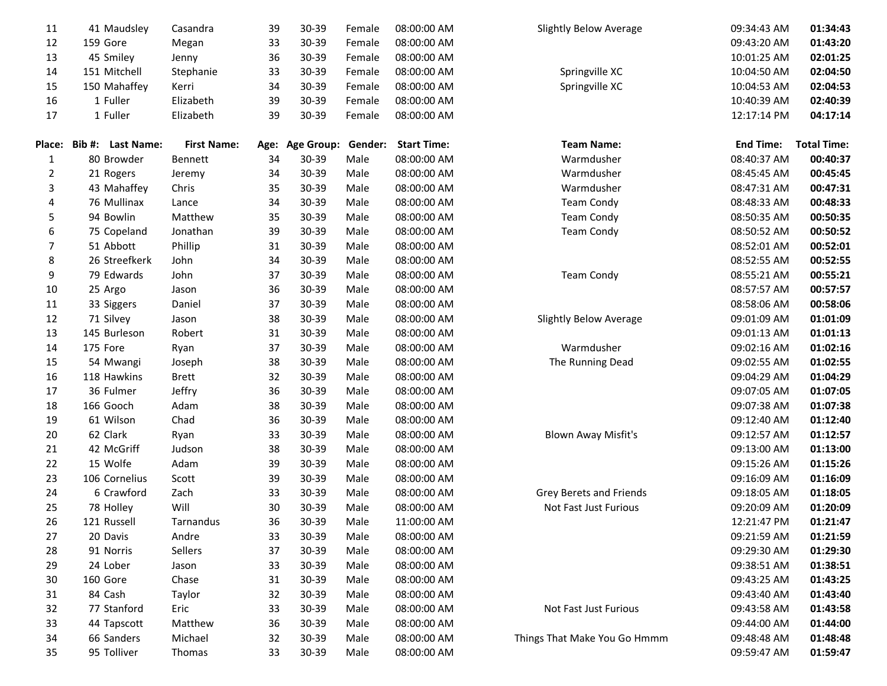| | | | | | | | | | | |
|---|---|---|---|---|---|---|---|---|---|---|
| 11 | 41 | Maudsley | Casandra | 39 | 30-39 | Female | 08:00:00 AM | Slightly Below Average | 09:34:43 AM | **01:34:43** |
| 12 | 159 | Gore | Megan | 33 | 30-39 | Female | 08:00:00 AM | | 09:43:20 AM | **01:43:20** |
| 13 | 45 | Smiley | Jenny | 36 | 30-39 | Female | 08:00:00 AM | | 10:01:25 AM | **02:01:25** |
| 14 | 151 | Mitchell | Stephanie | 33 | 30-39 | Female | 08:00:00 AM | Springville XC | 10:04:50 AM | **02:04:50** |
| 15 | 150 | Mahaffey | Kerri | 34 | 30-39 | Female | 08:00:00 AM | Springville XC | 10:04:53 AM | **02:04:53** |
| 16 | 1 | Fuller | Elizabeth | 39 | 30-39 | Female | 08:00:00 AM | | 10:40:39 AM | **02:40:39** |
| 17 | 1 | Fuller | Elizabeth | 39 | 30-39 | Female | 08:00:00 AM | | 12:17:14 PM | **04:17:14** |

| Place: | Bib #: | Last Name: | First Name: | Age: | Age Group: | Gender: | Start Time: | Team Name: | End Time: | Total Time: |
|---|---|---|---|---|---|---|---|---|---|---|
| 1 | 80 | Browder | Bennett | 34 | 30-39 | Male | 08:00:00 AM | Warmdusher | 08:40:37 AM | **00:40:37** |
| 2 | 21 | Rogers | Jeremy | 34 | 30-39 | Male | 08:00:00 AM | Warmdusher | 08:45:45 AM | **00:45:45** |
| 3 | 43 | Mahaffey | Chris | 35 | 30-39 | Male | 08:00:00 AM | Warmdusher | 08:47:31 AM | **00:47:31** |
| 4 | 76 | Mullinax | Lance | 34 | 30-39 | Male | 08:00:00 AM | Team Condy | 08:48:33 AM | **00:48:33** |
| 5 | 94 | Bowlin | Matthew | 35 | 30-39 | Male | 08:00:00 AM | Team Condy | 08:50:35 AM | **00:50:35** |
| 6 | 75 | Copeland | Jonathan | 39 | 30-39 | Male | 08:00:00 AM | Team Condy | 08:50:52 AM | **00:50:52** |
| 7 | 51 | Abbott | Phillip | 31 | 30-39 | Male | 08:00:00 AM | | 08:52:01 AM | **00:52:01** |
| 8 | 26 | Streefkerk | John | 34 | 30-39 | Male | 08:00:00 AM | | 08:52:55 AM | **00:52:55** |
| 9 | 79 | Edwards | John | 37 | 30-39 | Male | 08:00:00 AM | Team Condy | 08:55:21 AM | **00:55:21** |
| 10 | 25 | Argo | Jason | 36 | 30-39 | Male | 08:00:00 AM | | 08:57:57 AM | **00:57:57** |
| 11 | 33 | Siggers | Daniel | 37 | 30-39 | Male | 08:00:00 AM | | 08:58:06 AM | **00:58:06** |
| 12 | 71 | Silvey | Jason | 38 | 30-39 | Male | 08:00:00 AM | Slightly Below Average | 09:01:09 AM | **01:01:09** |
| 13 | 145 | Burleson | Robert | 31 | 30-39 | Male | 08:00:00 AM | | 09:01:13 AM | **01:01:13** |
| 14 | 175 | Fore | Ryan | 37 | 30-39 | Male | 08:00:00 AM | Warmdusher | 09:02:16 AM | **01:02:16** |
| 15 | 54 | Mwangi | Joseph | 38 | 30-39 | Male | 08:00:00 AM | The Running Dead | 09:02:55 AM | **01:02:55** |
| 16 | 118 | Hawkins | Brett | 32 | 30-39 | Male | 08:00:00 AM | | 09:04:29 AM | **01:04:29** |
| 17 | 36 | Fulmer | Jeffry | 36 | 30-39 | Male | 08:00:00 AM | | 09:07:05 AM | **01:07:05** |
| 18 | 166 | Gooch | Adam | 38 | 30-39 | Male | 08:00:00 AM | | 09:07:38 AM | **01:07:38** |
| 19 | 61 | Wilson | Chad | 36 | 30-39 | Male | 08:00:00 AM | | 09:12:40 AM | **01:12:40** |
| 20 | 62 | Clark | Ryan | 33 | 30-39 | Male | 08:00:00 AM | Blown Away Misfit's | 09:12:57 AM | **01:12:57** |
| 21 | 42 | McGriff | Judson | 38 | 30-39 | Male | 08:00:00 AM | | 09:13:00 AM | **01:13:00** |
| 22 | 15 | Wolfe | Adam | 39 | 30-39 | Male | 08:00:00 AM | | 09:15:26 AM | **01:15:26** |
| 23 | 106 | Cornelius | Scott | 39 | 30-39 | Male | 08:00:00 AM | | 09:16:09 AM | **01:16:09** |
| 24 | 6 | Crawford | Zach | 33 | 30-39 | Male | 08:00:00 AM | Grey Berets and Friends | 09:18:05 AM | **01:18:05** |
| 25 | 78 | Holley | Will | 30 | 30-39 | Male | 08:00:00 AM | Not Fast Just Furious | 09:20:09 AM | **01:20:09** |
| 26 | 121 | Russell | Tarnandus | 36 | 30-39 | Male | 11:00:00 AM | | 12:21:47 PM | **01:21:47** |
| 27 | 20 | Davis | Andre | 33 | 30-39 | Male | 08:00:00 AM | | 09:21:59 AM | **01:21:59** |
| 28 | 91 | Norris | Sellers | 37 | 30-39 | Male | 08:00:00 AM | | 09:29:30 AM | **01:29:30** |
| 29 | 24 | Lober | Jason | 33 | 30-39 | Male | 08:00:00 AM | | 09:38:51 AM | **01:38:51** |
| 30 | 160 | Gore | Chase | 31 | 30-39 | Male | 08:00:00 AM | | 09:43:25 AM | **01:43:25** |
| 31 | 84 | Cash | Taylor | 32 | 30-39 | Male | 08:00:00 AM | | 09:43:40 AM | **01:43:40** |
| 32 | 77 | Stanford | Eric | 33 | 30-39 | Male | 08:00:00 AM | Not Fast Just Furious | 09:43:58 AM | **01:43:58** |
| 33 | 44 | Tapscott | Matthew | 36 | 30-39 | Male | 08:00:00 AM | | 09:44:00 AM | **01:44:00** |
| 34 | 66 | Sanders | Michael | 32 | 30-39 | Male | 08:00:00 AM | Things That Make You Go Hmmm | 09:48:48 AM | **01:48:48** |
| 35 | 95 | Tolliver | Thomas | 33 | 30-39 | Male | 08:00:00 AM | | 09:59:47 AM | **01:59:47** |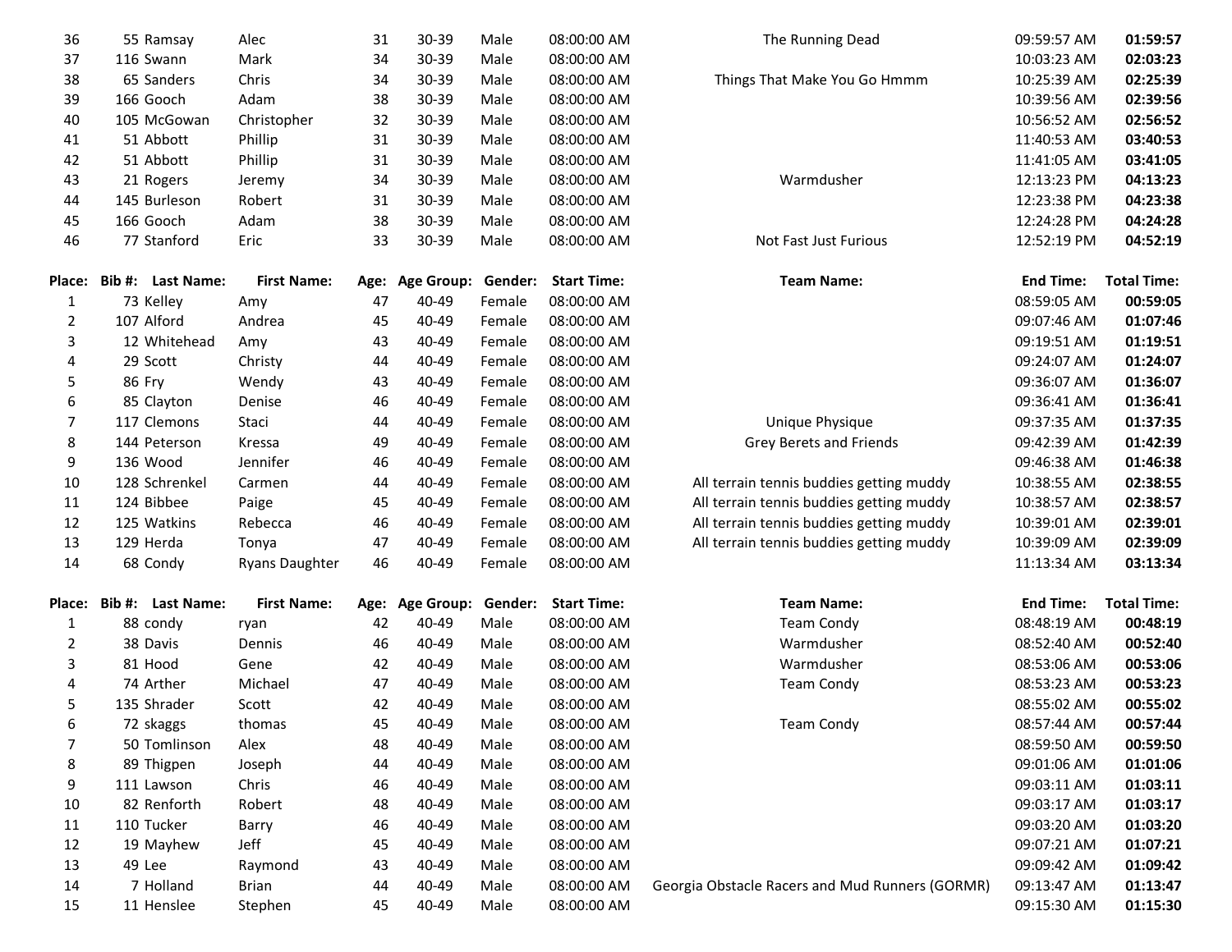| Place: | Bib #: | Last Name: | First Name: | Age: | Age Group: | Gender: | Start Time: | Team Name: | End Time: | Total Time: |
|---|---|---|---|---|---|---|---|---|---|---|
| 36 | 55 | Ramsay | Alec | 31 | 30-39 | Male | 08:00:00 AM | The Running Dead | 09:59:57 AM | **01:59:57** |
| 37 | 116 | Swann | Mark | 34 | 30-39 | Male | 08:00:00 AM | | 10:03:23 AM | **02:03:23** |
| 38 | 65 | Sanders | Chris | 34 | 30-39 | Male | 08:00:00 AM | Things That Make You Go Hmmm | 10:25:39 AM | **02:25:39** |
| 39 | 166 | Gooch | Adam | 38 | 30-39 | Male | 08:00:00 AM | | 10:39:56 AM | **02:39:56** |
| 40 | 105 | McGowan | Christopher | 32 | 30-39 | Male | 08:00:00 AM | | 10:56:52 AM | **02:56:52** |
| 41 | 51 | Abbott | Phillip | 31 | 30-39 | Male | 08:00:00 AM | | 11:40:53 AM | **03:40:53** |
| 42 | 51 | Abbott | Phillip | 31 | 30-39 | Male | 08:00:00 AM | | 11:41:05 AM | **03:41:05** |
| 43 | 21 | Rogers | Jeremy | 34 | 30-39 | Male | 08:00:00 AM | Warmdusher | 12:13:23 PM | **04:13:23** |
| 44 | 145 | Burleson | Robert | 31 | 30-39 | Male | 08:00:00 AM | | 12:23:38 PM | **04:23:38** |
| 45 | 166 | Gooch | Adam | 38 | 30-39 | Male | 08:00:00 AM | | 12:24:28 PM | **04:24:28** |
| 46 | 77 | Stanford | Eric | 33 | 30-39 | Male | 08:00:00 AM | Not Fast Just Furious | 12:52:19 PM | **04:52:19** |

| Place: | Bib #: | Last Name: | First Name: | Age: | Age Group: | Gender: | Start Time: | Team Name: | End Time: | Total Time: |
|---|---|---|---|---|---|---|---|---|---|---|
| 1 | 73 | Kelley | Amy | 47 | 40-49 | Female | 08:00:00 AM | | 08:59:05 AM | **00:59:05** |
| 2 | 107 | Alford | Andrea | 45 | 40-49 | Female | 08:00:00 AM | | 09:07:46 AM | **01:07:46** |
| 3 | 12 | Whitehead | Amy | 43 | 40-49 | Female | 08:00:00 AM | | 09:19:51 AM | **01:19:51** |
| 4 | 29 | Scott | Christy | 44 | 40-49 | Female | 08:00:00 AM | | 09:24:07 AM | **01:24:07** |
| 5 | 86 | Fry | Wendy | 43 | 40-49 | Female | 08:00:00 AM | | 09:36:07 AM | **01:36:07** |
| 6 | 85 | Clayton | Denise | 46 | 40-49 | Female | 08:00:00 AM | | 09:36:41 AM | **01:36:41** |
| 7 | 117 | Clemons | Staci | 44 | 40-49 | Female | 08:00:00 AM | Unique Physique | 09:37:35 AM | **01:37:35** |
| 8 | 144 | Peterson | Kressa | 49 | 40-49 | Female | 08:00:00 AM | Grey Berets and Friends | 09:42:39 AM | **01:42:39** |
| 9 | 136 | Wood | Jennifer | 46 | 40-49 | Female | 08:00:00 AM | | 09:46:38 AM | **01:46:38** |
| 10 | 128 | Schrenkel | Carmen | 44 | 40-49 | Female | 08:00:00 AM | All terrain tennis buddies getting muddy | 10:38:55 AM | **02:38:55** |
| 11 | 124 | Bibbee | Paige | 45 | 40-49 | Female | 08:00:00 AM | All terrain tennis buddies getting muddy | 10:38:57 AM | **02:38:57** |
| 12 | 125 | Watkins | Rebecca | 46 | 40-49 | Female | 08:00:00 AM | All terrain tennis buddies getting muddy | 10:39:01 AM | **02:39:01** |
| 13 | 129 | Herda | Tonya | 47 | 40-49 | Female | 08:00:00 AM | All terrain tennis buddies getting muddy | 10:39:09 AM | **02:39:09** |
| 14 | 68 | Condy | Ryans Daughter | 46 | 40-49 | Female | 08:00:00 AM | | 11:13:34 AM | **03:13:34** |

| Place: | Bib #: | Last Name: | First Name: | Age: | Age Group: | Gender: | Start Time: | Team Name: | End Time: | Total Time: |
|---|---|---|---|---|---|---|---|---|---|---|
| 1 | 88 | condy | ryan | 42 | 40-49 | Male | 08:00:00 AM | Team Condy | 08:48:19 AM | **00:48:19** |
| 2 | 38 | Davis | Dennis | 46 | 40-49 | Male | 08:00:00 AM | Warmdusher | 08:52:40 AM | **00:52:40** |
| 3 | 81 | Hood | Gene | 42 | 40-49 | Male | 08:00:00 AM | Warmdusher | 08:53:06 AM | **00:53:06** |
| 4 | 74 | Arther | Michael | 47 | 40-49 | Male | 08:00:00 AM | Team Condy | 08:53:23 AM | **00:53:23** |
| 5 | 135 | Shrader | Scott | 42 | 40-49 | Male | 08:00:00 AM | | 08:55:02 AM | **00:55:02** |
| 6 | 72 | skaggs | thomas | 45 | 40-49 | Male | 08:00:00 AM | Team Condy | 08:57:44 AM | **00:57:44** |
| 7 | 50 | Tomlinson | Alex | 48 | 40-49 | Male | 08:00:00 AM | | 08:59:50 AM | **00:59:50** |
| 8 | 89 | Thigpen | Joseph | 44 | 40-49 | Male | 08:00:00 AM | | 09:01:06 AM | **01:01:06** |
| 9 | 111 | Lawson | Chris | 46 | 40-49 | Male | 08:00:00 AM | | 09:03:11 AM | **01:03:11** |
| 10 | 82 | Renforth | Robert | 48 | 40-49 | Male | 08:00:00 AM | | 09:03:17 AM | **01:03:17** |
| 11 | 110 | Tucker | Barry | 46 | 40-49 | Male | 08:00:00 AM | | 09:03:20 AM | **01:03:20** |
| 12 | 19 | Mayhew | Jeff | 45 | 40-49 | Male | 08:00:00 AM | | 09:07:21 AM | **01:07:21** |
| 13 | 49 | Lee | Raymond | 43 | 40-49 | Male | 08:00:00 AM | | 09:09:42 AM | **01:09:42** |
| 14 | 7 | Holland | Brian | 44 | 40-49 | Male | 08:00:00 AM | Georgia Obstacle Racers and Mud Runners (GORMR) | 09:13:47 AM | **01:13:47** |
| 15 | 11 | Henslee | Stephen | 45 | 40-49 | Male | 08:00:00 AM | | 09:15:30 AM | **01:15:30** |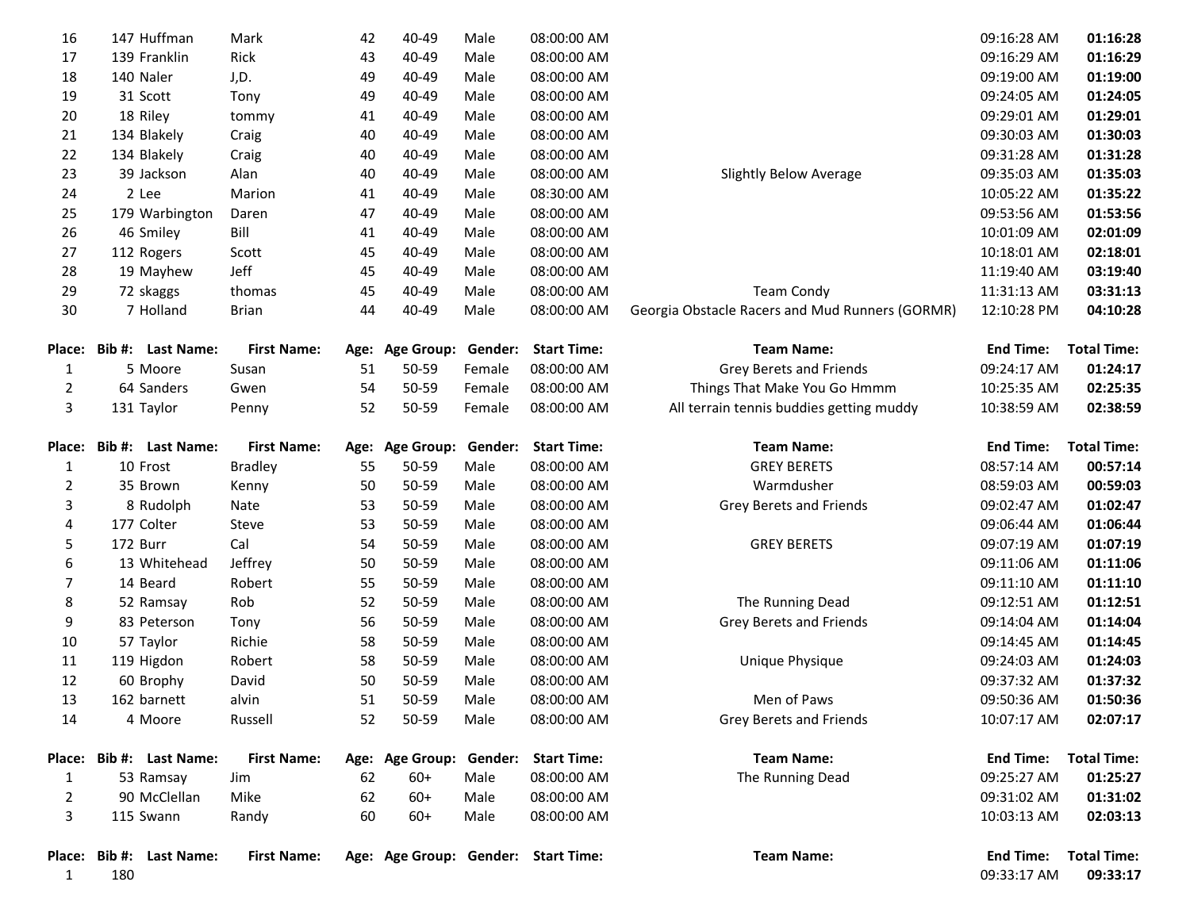| Place: | Bib #: | Last Name: | First Name: | Age: | Age Group: | Gender: | Start Time: | Team Name: | End Time: | Total Time: |
|---|---|---|---|---|---|---|---|---|---|---|
| 16 | 147 | Huffman | Mark | 42 | 40-49 | Male | 08:00:00 AM | | 09:16:28 AM | **01:16:28** |
| 17 | 139 | Franklin | Rick | 43 | 40-49 | Male | 08:00:00 AM | | 09:16:29 AM | **01:16:29** |
| 18 | 140 | Naler | J,D. | 49 | 40-49 | Male | 08:00:00 AM | | 09:19:00 AM | **01:19:00** |
| 19 | 31 | Scott | Tony | 49 | 40-49 | Male | 08:00:00 AM | | 09:24:05 AM | **01:24:05** |
| 20 | 18 | Riley | tommy | 41 | 40-49 | Male | 08:00:00 AM | | 09:29:01 AM | **01:29:01** |
| 21 | 134 | Blakely | Craig | 40 | 40-49 | Male | 08:00:00 AM | | 09:30:03 AM | **01:30:03** |
| 22 | 134 | Blakely | Craig | 40 | 40-49 | Male | 08:00:00 AM | | 09:31:28 AM | **01:31:28** |
| 23 | 39 | Jackson | Alan | 40 | 40-49 | Male | 08:00:00 AM | Slightly Below Average | 09:35:03 AM | **01:35:03** |
| 24 | 2 | Lee | Marion | 41 | 40-49 | Male | 08:30:00 AM | | 10:05:22 AM | **01:35:22** |
| 25 | 179 | Warbington | Daren | 47 | 40-49 | Male | 08:00:00 AM | | 09:53:56 AM | **01:53:56** |
| 26 | 46 | Smiley | Bill | 41 | 40-49 | Male | 08:00:00 AM | | 10:01:09 AM | **02:01:09** |
| 27 | 112 | Rogers | Scott | 45 | 40-49 | Male | 08:00:00 AM | | 10:18:01 AM | **02:18:01** |
| 28 | 19 | Mayhew | Jeff | 45 | 40-49 | Male | 08:00:00 AM | | 11:19:40 AM | **03:19:40** |
| 29 | 72 | skaggs | thomas | 45 | 40-49 | Male | 08:00:00 AM | Team Condy | 11:31:13 AM | **03:31:13** |
| 30 | 7 | Holland | Brian | 44 | 40-49 | Male | 08:00:00 AM | Georgia Obstacle Racers and Mud Runners (GORMR) | 12:10:28 PM | **04:10:28** |

| Place: | Bib #: | Last Name: | First Name: | Age: | Age Group: | Gender: | Start Time: | Team Name: | End Time: | Total Time: |
|---|---|---|---|---|---|---|---|---|---|---|
| 1 | 5 | Moore | Susan | 51 | 50-59 | Female | 08:00:00 AM | Grey Berets and Friends | 09:24:17 AM | **01:24:17** |
| 2 | 64 | Sanders | Gwen | 54 | 50-59 | Female | 08:00:00 AM | Things That Make You Go Hmmm | 10:25:35 AM | **02:25:35** |
| 3 | 131 | Taylor | Penny | 52 | 50-59 | Female | 08:00:00 AM | All terrain tennis buddies getting muddy | 10:38:59 AM | **02:38:59** |

| Place: | Bib #: | Last Name: | First Name: | Age: | Age Group: | Gender: | Start Time: | Team Name: | End Time: | Total Time: |
|---|---|---|---|---|---|---|---|---|---|---|
| 1 | 10 | Frost | Bradley | 55 | 50-59 | Male | 08:00:00 AM | GREY BERETS | 08:57:14 AM | **00:57:14** |
| 2 | 35 | Brown | Kenny | 50 | 50-59 | Male | 08:00:00 AM | Warmdusher | 08:59:03 AM | **00:59:03** |
| 3 | 8 | Rudolph | Nate | 53 | 50-59 | Male | 08:00:00 AM | Grey Berets and Friends | 09:02:47 AM | **01:02:47** |
| 4 | 177 | Colter | Steve | 53 | 50-59 | Male | 08:00:00 AM | | 09:06:44 AM | **01:06:44** |
| 5 | 172 | Burr | Cal | 54 | 50-59 | Male | 08:00:00 AM | GREY BERETS | 09:07:19 AM | **01:07:19** |
| 6 | 13 | Whitehead | Jeffrey | 50 | 50-59 | Male | 08:00:00 AM | | 09:11:06 AM | **01:11:06** |
| 7 | 14 | Beard | Robert | 55 | 50-59 | Male | 08:00:00 AM | | 09:11:10 AM | **01:11:10** |
| 8 | 52 | Ramsay | Rob | 52 | 50-59 | Male | 08:00:00 AM | The Running Dead | 09:12:51 AM | **01:12:51** |
| 9 | 83 | Peterson | Tony | 56 | 50-59 | Male | 08:00:00 AM | Grey Berets and Friends | 09:14:04 AM | **01:14:04** |
| 10 | 57 | Taylor | Richie | 58 | 50-59 | Male | 08:00:00 AM | | 09:14:45 AM | **01:14:45** |
| 11 | 119 | Higdon | Robert | 58 | 50-59 | Male | 08:00:00 AM | Unique Physique | 09:24:03 AM | **01:24:03** |
| 12 | 60 | Brophy | David | 50 | 50-59 | Male | 08:00:00 AM | | 09:37:32 AM | **01:37:32** |
| 13 | 162 | barnett | alvin | 51 | 50-59 | Male | 08:00:00 AM | Men of Paws | 09:50:36 AM | **01:50:36** |
| 14 | 4 | Moore | Russell | 52 | 50-59 | Male | 08:00:00 AM | Grey Berets and Friends | 10:07:17 AM | **02:07:17** |

| Place: | Bib #: | Last Name: | First Name: | Age: | Age Group: | Gender: | Start Time: | Team Name: | End Time: | Total Time: |
|---|---|---|---|---|---|---|---|---|---|---|
| 1 | 53 | Ramsay | Jim | 62 | 60+ | Male | 08:00:00 AM | The Running Dead | 09:25:27 AM | **01:25:27** |
| 2 | 90 | McClellan | Mike | 62 | 60+ | Male | 08:00:00 AM | | 09:31:02 AM | **01:31:02** |
| 3 | 115 | Swann | Randy | 60 | 60+ | Male | 08:00:00 AM | | 10:03:13 AM | **02:03:13** |

| Place: | Bib #: | Last Name: | First Name: | Age: | Age Group: | Gender: | Start Time: | Team Name: | End Time: | Total Time: |
|---|---|---|---|---|---|---|---|---|---|---|
| 1 | 180 | | | | | | | | 09:33:17 AM | **09:33:17** |